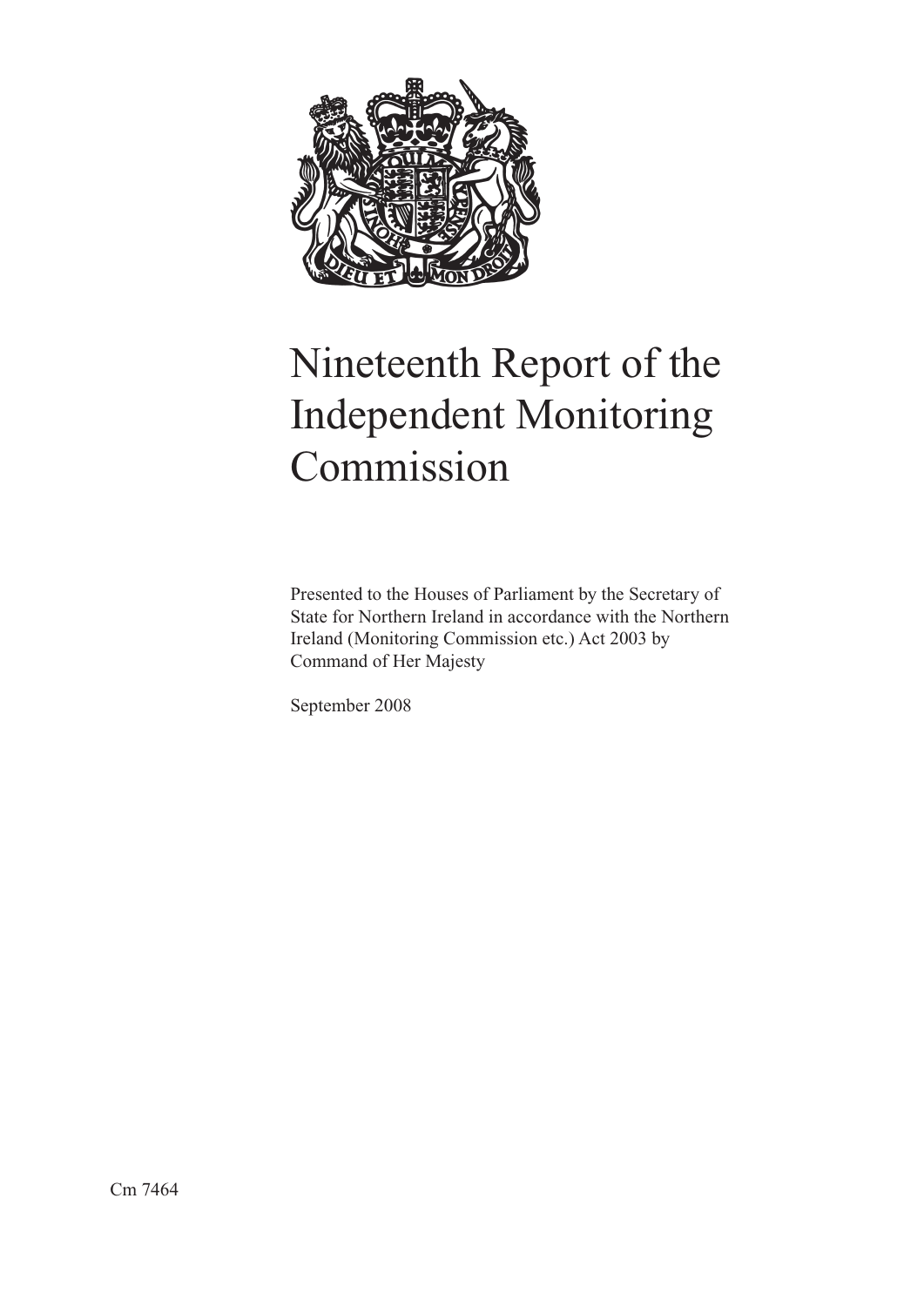# Nineteenth Report of the Independent Monitoring Commission

Presented to the Houses of Parliament by the Secretary of State for Northern Ireland in accordance with the Northern Ireland (Monitoring Commission etc.) Act 2003 by Command of Her Majesty

September 2008

Cm 7464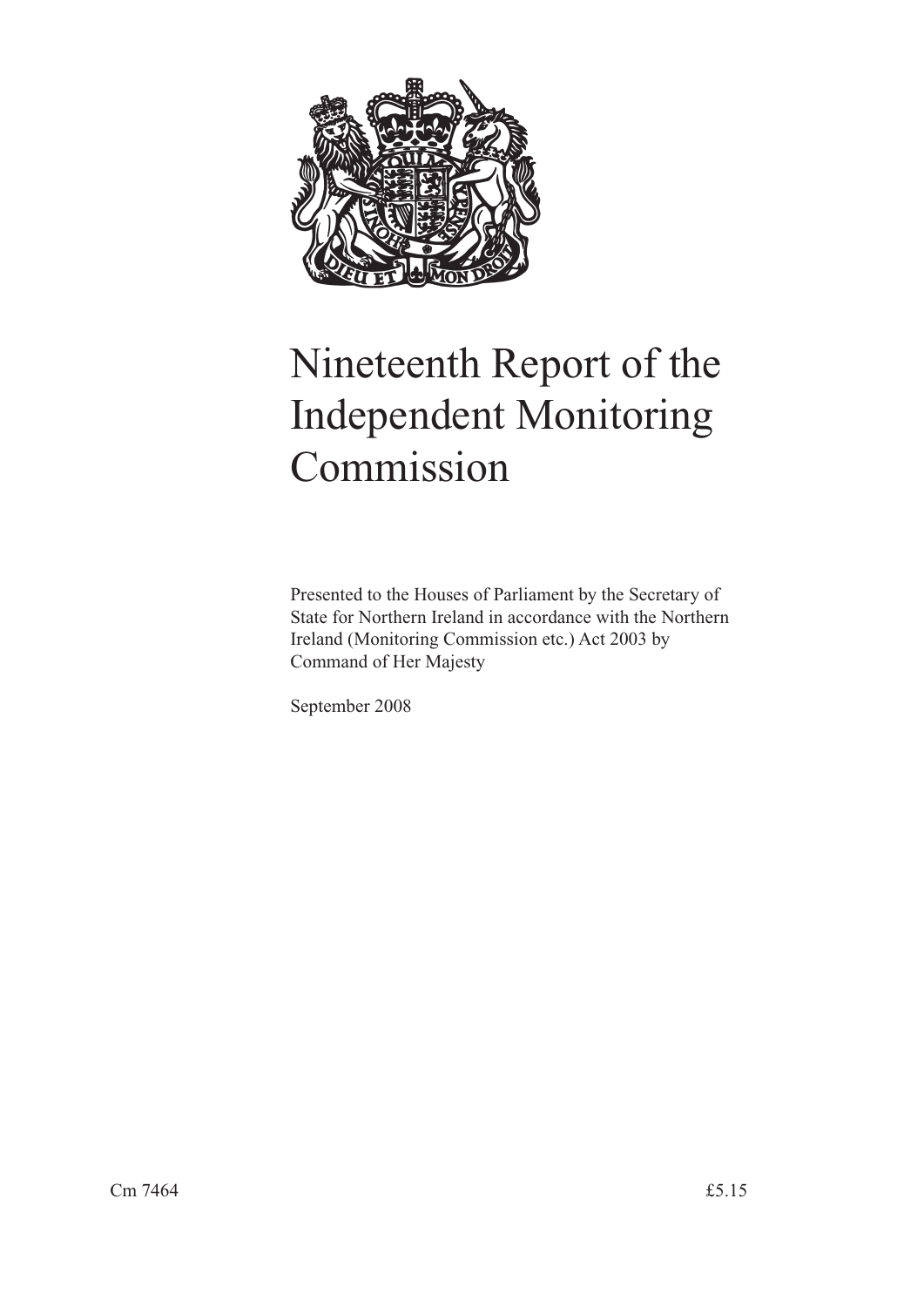# Nineteenth Report of the Independent Monitoring Commission

Presented to the Houses of Parliament by the Secretary of State for Northern Ireland in accordance with the Northern Ireland (Monitoring Commission etc.) Act 2003 by Command of Her Majesty

September 2008

Cm 7464 £5.15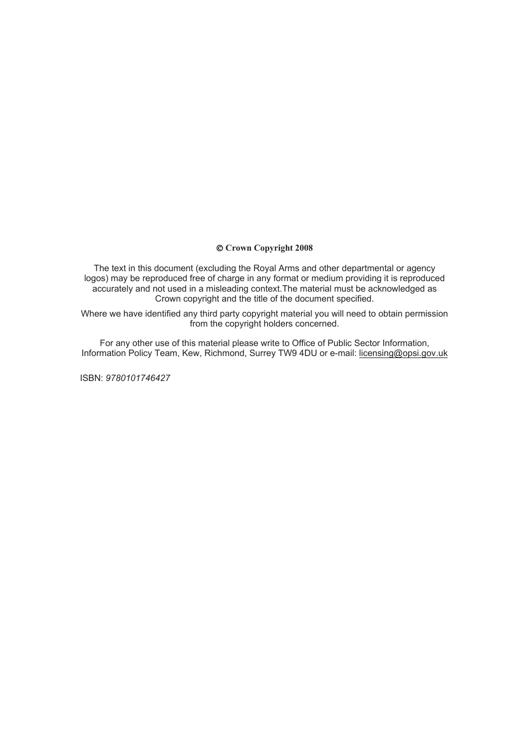**© Crown Copyright 2008**

The text in this document (excluding the Royal Arms and other departmental or agency logos) may be reproduced free of charge in any format or medium providing it is reproduced accurately and not used in a misleading context.The material must be acknowledged as Crown copyright and the title of the document specified.

Where we have identified any third party copyright material you will need to obtain permission from the copyright holders concerned.

For any other use of this material please write to Office of Public Sector Information, Information Policy Team, Kew, Richmond, Surrey TW9 4DU or e-mail: licensing@opsi.gov.uk

ISBN: *9780101746427*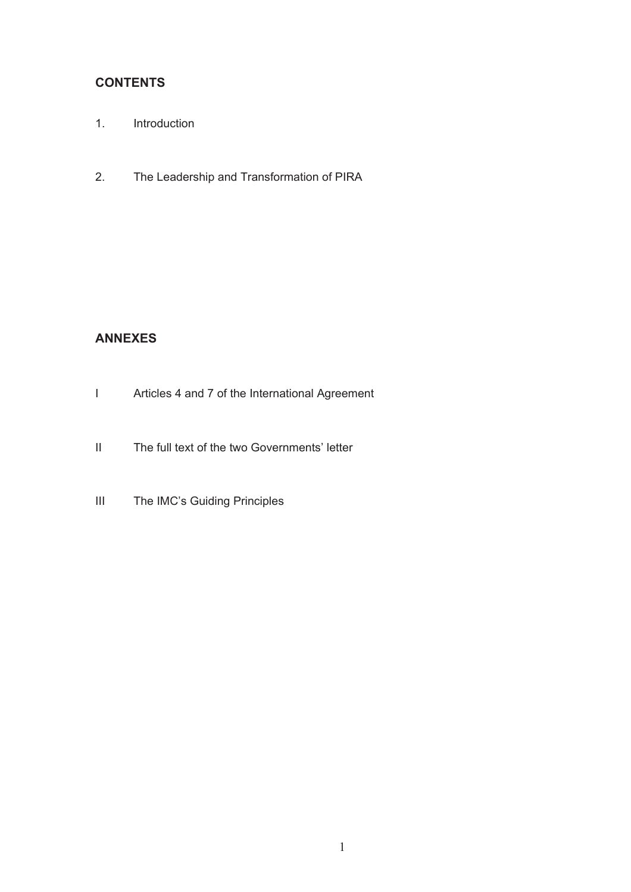## CONTENTS

1. Introduction

2. The Leadership and Transformation of PIRA

## ANNEXES

I Articles 4 and 7 of the International Agreement

II The full text of the two Governments' letter

III The IMC's Guiding Principles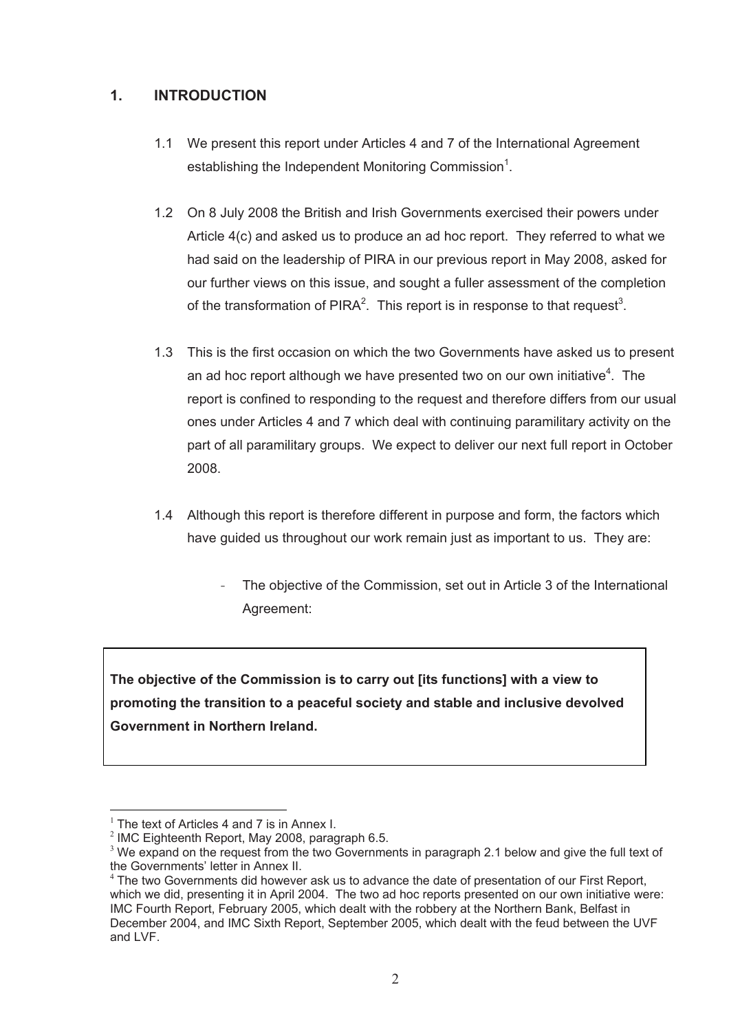## 1. INTRODUCTION

1.1 We present this report under Articles 4 and 7 of the International Agreement establishing the Independent Monitoring Commission[1].

1.2 On 8 July 2008 the British and Irish Governments exercised their powers under Article 4(c) and asked us to produce an ad hoc report. They referred to what we had said on the leadership of PIRA in our previous report in May 2008, asked for our further views on this issue, and sought a fuller assessment of the completion of the transformation of PIRA[2]. This report is in response to that request[3].

1.3 This is the first occasion on which the two Governments have asked us to present an ad hoc report although we have presented two on our own initiative[4]. The report is confined to responding to the request and therefore differs from our usual ones under Articles 4 and 7 which deal with continuing paramilitary activity on the part of all paramilitary groups. We expect to deliver our next full report in October 2008.

1.4 Although this report is therefore different in purpose and form, the factors which have guided us throughout our work remain just as important to us. They are:

- The objective of the Commission, set out in Article 3 of the International Agreement:

> **The objective of the Commission is to carry out [its functions] with a view to promoting the transition to a peaceful society and stable and inclusive devolved Government in Northern Ireland.**

---

[1] The text of Articles 4 and 7 is in Annex I.

[2] IMC Eighteenth Report, May 2008, paragraph 6.5.

[3] We expand on the request from the two Governments in paragraph 2.1 below and give the full text of the Governments' letter in Annex II.

[4] The two Governments did however ask us to advance the date of presentation of our First Report, which we did, presenting it in April 2004. The two ad hoc reports presented on our own initiative were: IMC Fourth Report, February 2005, which dealt with the robbery at the Northern Bank, Belfast in December 2004, and IMC Sixth Report, September 2005, which dealt with the feud between the UVF and LVF.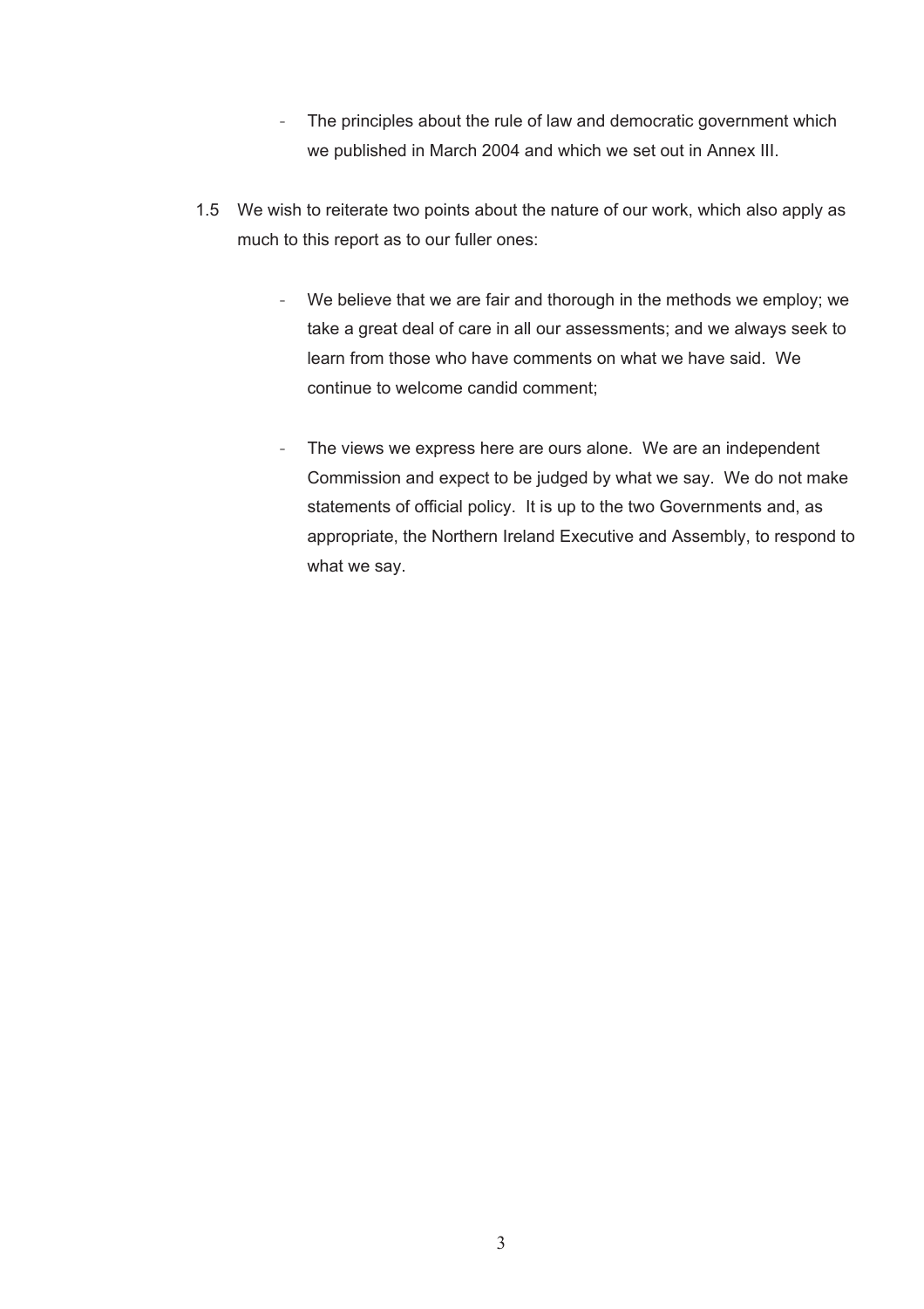- The principles about the rule of law and democratic government which we published in March 2004 and which we set out in Annex III.

1.5 We wish to reiterate two points about the nature of our work, which also apply as much to this report as to our fuller ones:

- We believe that we are fair and thorough in the methods we employ; we take a great deal of care in all our assessments; and we always seek to learn from those who have comments on what we have said. We continue to welcome candid comment;

- The views we express here are ours alone. We are an independent Commission and expect to be judged by what we say. We do not make statements of official policy. It is up to the two Governments and, as appropriate, the Northern Ireland Executive and Assembly, to respond to what we say.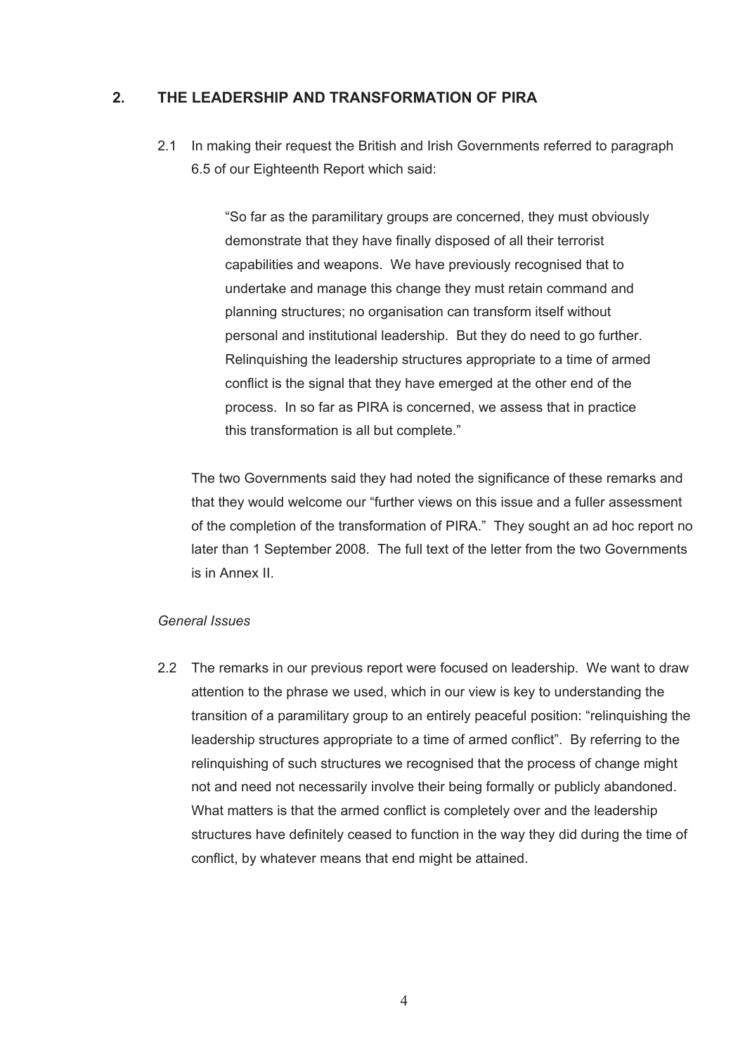## 2. THE LEADERSHIP AND TRANSFORMATION OF PIRA

2.1 In making their request the British and Irish Governments referred to paragraph 6.5 of our Eighteenth Report which said:

> "So far as the paramilitary groups are concerned, they must obviously demonstrate that they have finally disposed of all their terrorist capabilities and weapons. We have previously recognised that to undertake and manage this change they must retain command and planning structures; no organisation can transform itself without personal and institutional leadership. But they do need to go further. Relinquishing the leadership structures appropriate to a time of armed conflict is the signal that they have emerged at the other end of the process. In so far as PIRA is concerned, we assess that in practice this transformation is all but complete."

The two Governments said they had noted the significance of these remarks and that they would welcome our "further views on this issue and a fuller assessment of the completion of the transformation of PIRA." They sought an ad hoc report no later than 1 September 2008. The full text of the letter from the two Governments is in Annex II.

*General Issues*

2.2 The remarks in our previous report were focused on leadership. We want to draw attention to the phrase we used, which in our view is key to understanding the transition of a paramilitary group to an entirely peaceful position: "relinquishing the leadership structures appropriate to a time of armed conflict". By referring to the relinquishing of such structures we recognised that the process of change might not and need not necessarily involve their being formally or publicly abandoned. What matters is that the armed conflict is completely over and the leadership structures have definitely ceased to function in the way they did during the time of conflict, by whatever means that end might be attained.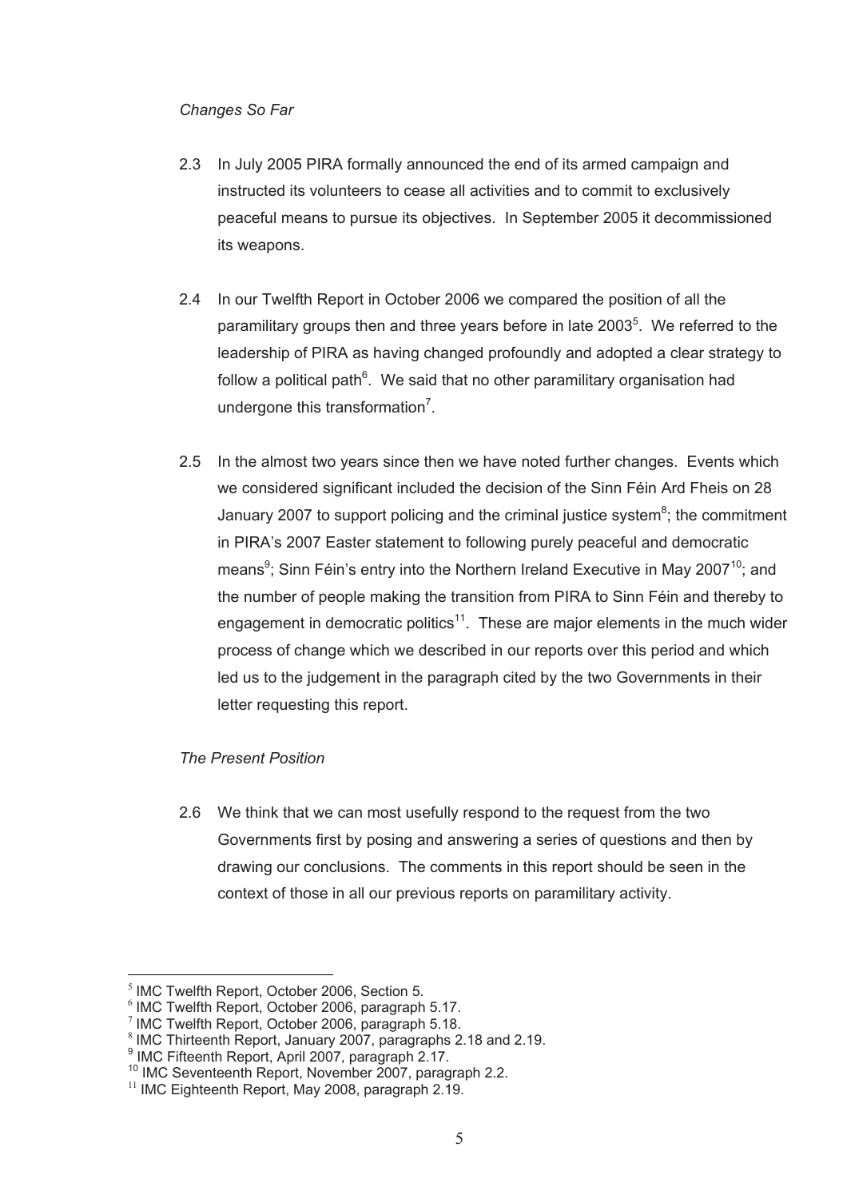*Changes So Far*

2.3 In July 2005 PIRA formally announced the end of its armed campaign and instructed its volunteers to cease all activities and to commit to exclusively peaceful means to pursue its objectives. In September 2005 it decommissioned its weapons.

2.4 In our Twelfth Report in October 2006 we compared the position of all the paramilitary groups then and three years before in late 2003[5]. We referred to the leadership of PIRA as having changed profoundly and adopted a clear strategy to follow a political path[6]. We said that no other paramilitary organisation had undergone this transformation[7].

2.5 In the almost two years since then we have noted further changes. Events which we considered significant included the decision of the Sinn Féin Ard Fheis on 28 January 2007 to support policing and the criminal justice system[8]; the commitment in PIRA's 2007 Easter statement to following purely peaceful and democratic means[9]; Sinn Féin's entry into the Northern Ireland Executive in May 2007[10]; and the number of people making the transition from PIRA to Sinn Féin and thereby to engagement in democratic politics[11]. These are major elements in the much wider process of change which we described in our reports over this period and which led us to the judgement in the paragraph cited by the two Governments in their letter requesting this report.

*The Present Position*

2.6 We think that we can most usefully respond to the request from the two Governments first by posing and answering a series of questions and then by drawing our conclusions. The comments in this report should be seen in the context of those in all our previous reports on paramilitary activity.

---

[5] IMC Twelfth Report, October 2006, Section 5.
[6] IMC Twelfth Report, October 2006, paragraph 5.17.
[7] IMC Twelfth Report, October 2006, paragraph 5.18.
[8] IMC Thirteenth Report, January 2007, paragraphs 2.18 and 2.19.
[9] IMC Fifteenth Report, April 2007, paragraph 2.17.
[10] IMC Seventeenth Report, November 2007, paragraph 2.2.
[11] IMC Eighteenth Report, May 2008, paragraph 2.19.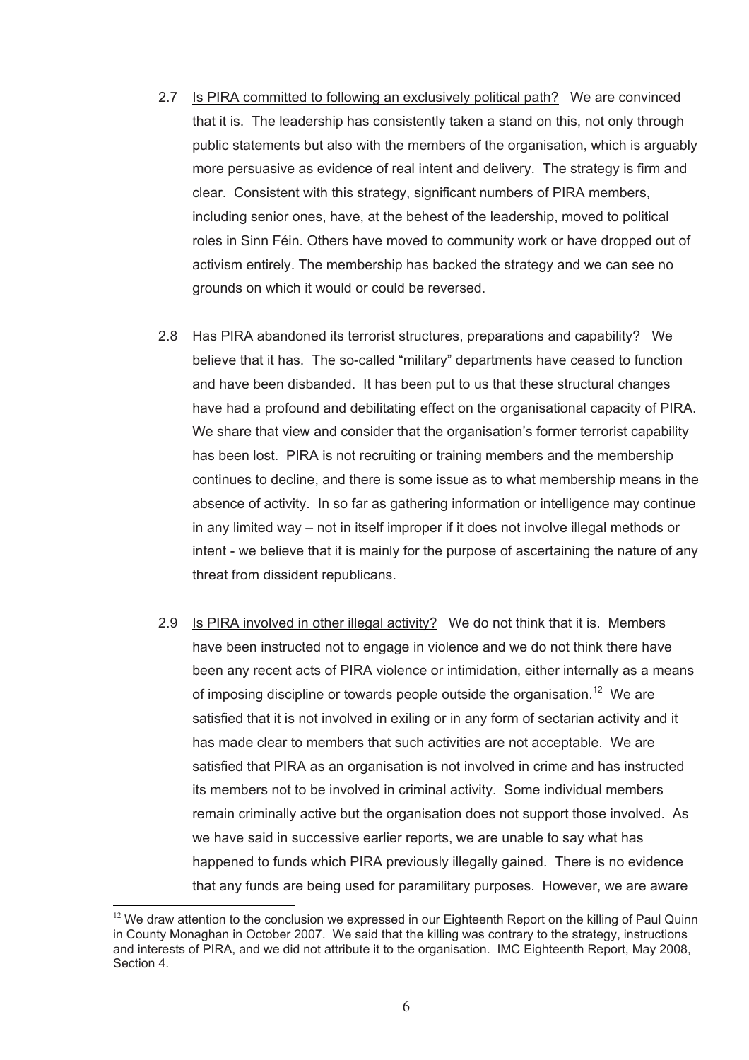2.7 <u>Is PIRA committed to following an exclusively political path?</u> We are convinced that it is. The leadership has consistently taken a stand on this, not only through public statements but also with the members of the organisation, which is arguably more persuasive as evidence of real intent and delivery. The strategy is firm and clear. Consistent with this strategy, significant numbers of PIRA members, including senior ones, have, at the behest of the leadership, moved to political roles in Sinn Féin. Others have moved to community work or have dropped out of activism entirely. The membership has backed the strategy and we can see no grounds on which it would or could be reversed.

2.8 <u>Has PIRA abandoned its terrorist structures, preparations and capability?</u> We believe that it has. The so-called "military" departments have ceased to function and have been disbanded. It has been put to us that these structural changes have had a profound and debilitating effect on the organisational capacity of PIRA. We share that view and consider that the organisation's former terrorist capability has been lost. PIRA is not recruiting or training members and the membership continues to decline, and there is some issue as to what membership means in the absence of activity. In so far as gathering information or intelligence may continue in any limited way – not in itself improper if it does not involve illegal methods or intent - we believe that it is mainly for the purpose of ascertaining the nature of any threat from dissident republicans.

2.9 <u>Is PIRA involved in other illegal activity?</u> We do not think that it is. Members have been instructed not to engage in violence and we do not think there have been any recent acts of PIRA violence or intimidation, either internally as a means of imposing discipline or towards people outside the organisation.[12] We are satisfied that it is not involved in exiling or in any form of sectarian activity and it has made clear to members that such activities are not acceptable. We are satisfied that PIRA as an organisation is not involved in crime and has instructed its members not to be involved in criminal activity. Some individual members remain criminally active but the organisation does not support those involved. As we have said in successive earlier reports, we are unable to say what has happened to funds which PIRA previously illegally gained. There is no evidence that any funds are being used for paramilitary purposes. However, we are aware

---

[12] We draw attention to the conclusion we expressed in our Eighteenth Report on the killing of Paul Quinn in County Monaghan in October 2007. We said that the killing was contrary to the strategy, instructions and interests of PIRA, and we did not attribute it to the organisation. IMC Eighteenth Report, May 2008, Section 4.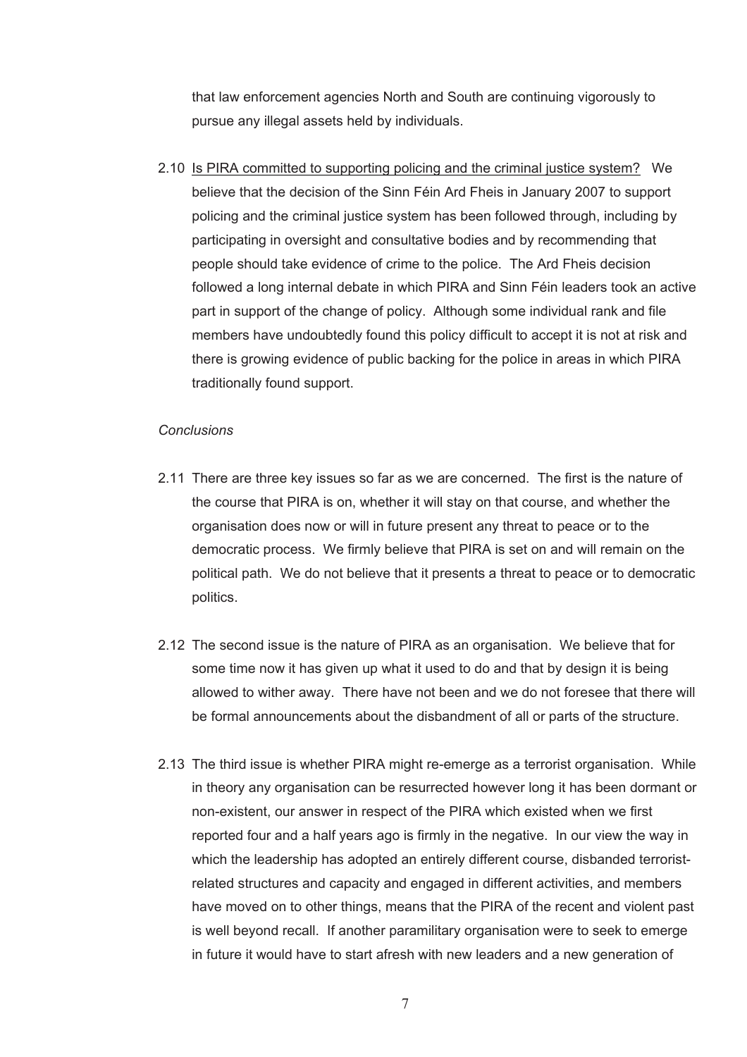that law enforcement agencies North and South are continuing vigorously to pursue any illegal assets held by individuals.

2.10 Is PIRA committed to supporting policing and the criminal justice system? We believe that the decision of the Sinn Féin Ard Fheis in January 2007 to support policing and the criminal justice system has been followed through, including by participating in oversight and consultative bodies and by recommending that people should take evidence of crime to the police. The Ard Fheis decision followed a long internal debate in which PIRA and Sinn Féin leaders took an active part in support of the change of policy. Although some individual rank and file members have undoubtedly found this policy difficult to accept it is not at risk and there is growing evidence of public backing for the police in areas in which PIRA traditionally found support.

*Conclusions*

2.11 There are three key issues so far as we are concerned. The first is the nature of the course that PIRA is on, whether it will stay on that course, and whether the organisation does now or will in future present any threat to peace or to the democratic process. We firmly believe that PIRA is set on and will remain on the political path. We do not believe that it presents a threat to peace or to democratic politics.

2.12 The second issue is the nature of PIRA as an organisation. We believe that for some time now it has given up what it used to do and that by design it is being allowed to wither away. There have not been and we do not foresee that there will be formal announcements about the disbandment of all or parts of the structure.

2.13 The third issue is whether PIRA might re-emerge as a terrorist organisation. While in theory any organisation can be resurrected however long it has been dormant or non-existent, our answer in respect of the PIRA which existed when we first reported four and a half years ago is firmly in the negative. In our view the way in which the leadership has adopted an entirely different course, disbanded terrorist-related structures and capacity and engaged in different activities, and members have moved on to other things, means that the PIRA of the recent and violent past is well beyond recall. If another paramilitary organisation were to seek to emerge in future it would have to start afresh with new leaders and a new generation of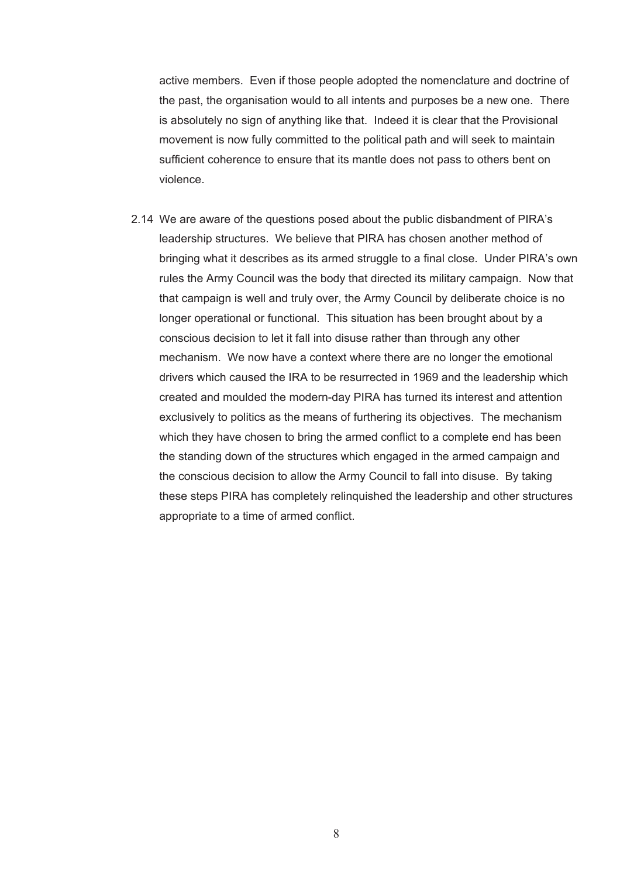active members. Even if those people adopted the nomenclature and doctrine of the past, the organisation would to all intents and purposes be a new one. There is absolutely no sign of anything like that. Indeed it is clear that the Provisional movement is now fully committed to the political path and will seek to maintain sufficient coherence to ensure that its mantle does not pass to others bent on violence.

2.14 We are aware of the questions posed about the public disbandment of PIRA's leadership structures. We believe that PIRA has chosen another method of bringing what it describes as its armed struggle to a final close. Under PIRA's own rules the Army Council was the body that directed its military campaign. Now that that campaign is well and truly over, the Army Council by deliberate choice is no longer operational or functional. This situation has been brought about by a conscious decision to let it fall into disuse rather than through any other mechanism. We now have a context where there are no longer the emotional drivers which caused the IRA to be resurrected in 1969 and the leadership which created and moulded the modern-day PIRA has turned its interest and attention exclusively to politics as the means of furthering its objectives. The mechanism which they have chosen to bring the armed conflict to a complete end has been the standing down of the structures which engaged in the armed campaign and the conscious decision to allow the Army Council to fall into disuse. By taking these steps PIRA has completely relinquished the leadership and other structures appropriate to a time of armed conflict.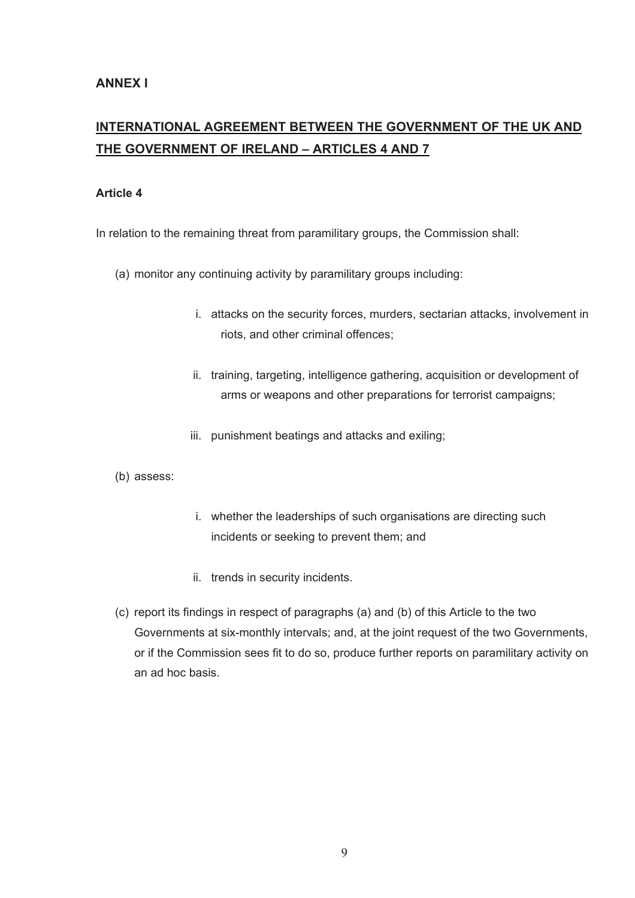## ANNEX I

## INTERNATIONAL AGREEMENT BETWEEN THE GOVERNMENT OF THE UK AND THE GOVERNMENT OF IRELAND – ARTICLES 4 AND 7

### Article 4

In relation to the remaining threat from paramilitary groups, the Commission shall:

(a) monitor any continuing activity by paramilitary groups including:

  i. attacks on the security forces, murders, sectarian attacks, involvement in riots, and other criminal offences;

  ii. training, targeting, intelligence gathering, acquisition or development of arms or weapons and other preparations for terrorist campaigns;

  iii. punishment beatings and attacks and exiling;

(b) assess:

  i. whether the leaderships of such organisations are directing such incidents or seeking to prevent them; and

  ii. trends in security incidents.

(c) report its findings in respect of paragraphs (a) and (b) of this Article to the two Governments at six-monthly intervals; and, at the joint request of the two Governments, or if the Commission sees fit to do so, produce further reports on paramilitary activity on an ad hoc basis.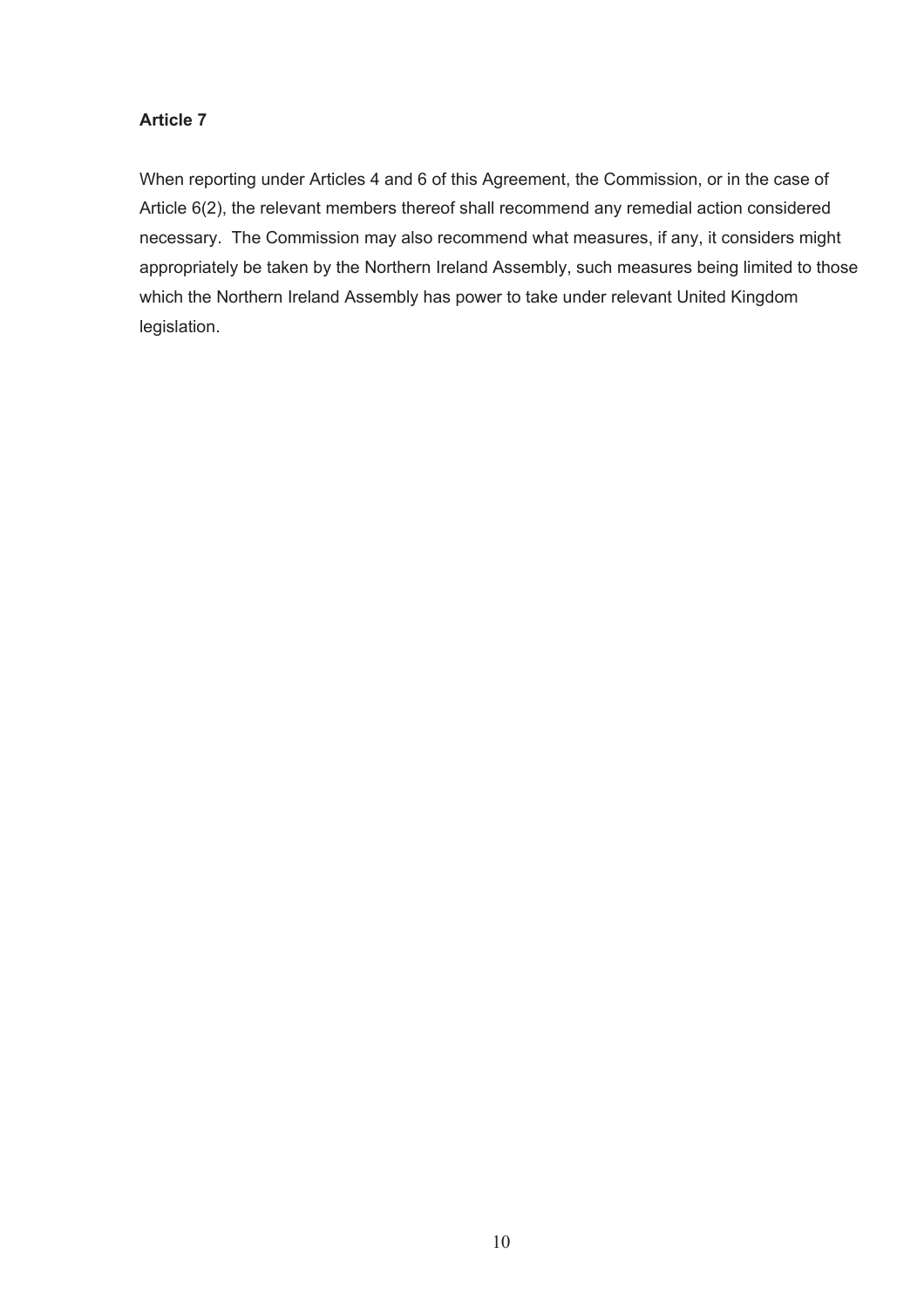**Article 7**

When reporting under Articles 4 and 6 of this Agreement, the Commission, or in the case of Article 6(2), the relevant members thereof shall recommend any remedial action considered necessary. The Commission may also recommend what measures, if any, it considers might appropriately be taken by the Northern Ireland Assembly, such measures being limited to those which the Northern Ireland Assembly has power to take under relevant United Kingdom legislation.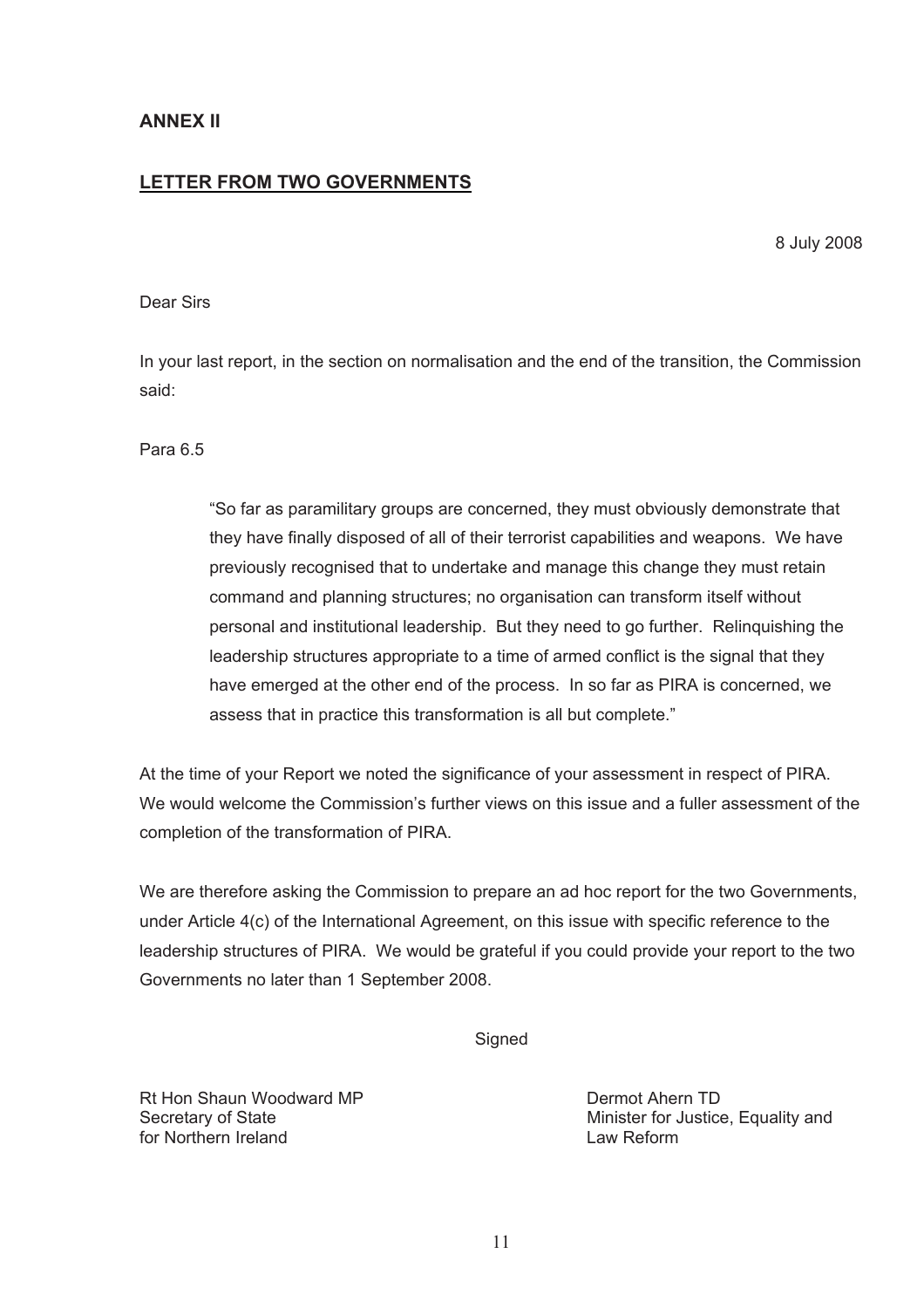## ANNEX II

## LETTER FROM TWO GOVERNMENTS

8 July 2008

Dear Sirs

In your last report, in the section on normalisation and the end of the transition, the Commission said:

Para 6.5

> "So far as paramilitary groups are concerned, they must obviously demonstrate that they have finally disposed of all of their terrorist capabilities and weapons. We have previously recognised that to undertake and manage this change they must retain command and planning structures; no organisation can transform itself without personal and institutional leadership. But they need to go further. Relinquishing the leadership structures appropriate to a time of armed conflict is the signal that they have emerged at the other end of the process. In so far as PIRA is concerned, we assess that in practice this transformation is all but complete."

At the time of your Report we noted the significance of your assessment in respect of PIRA. We would welcome the Commission's further views on this issue and a fuller assessment of the completion of the transformation of PIRA.

We are therefore asking the Commission to prepare an ad hoc report for the two Governments, under Article 4(c) of the International Agreement, on this issue with specific reference to the leadership structures of PIRA. We would be grateful if you could provide your report to the two Governments no later than 1 September 2008.

Signed

Rt Hon Shaun Woodward MP
Secretary of State
for Northern Ireland

Dermot Ahern TD
Minister for Justice, Equality and
Law Reform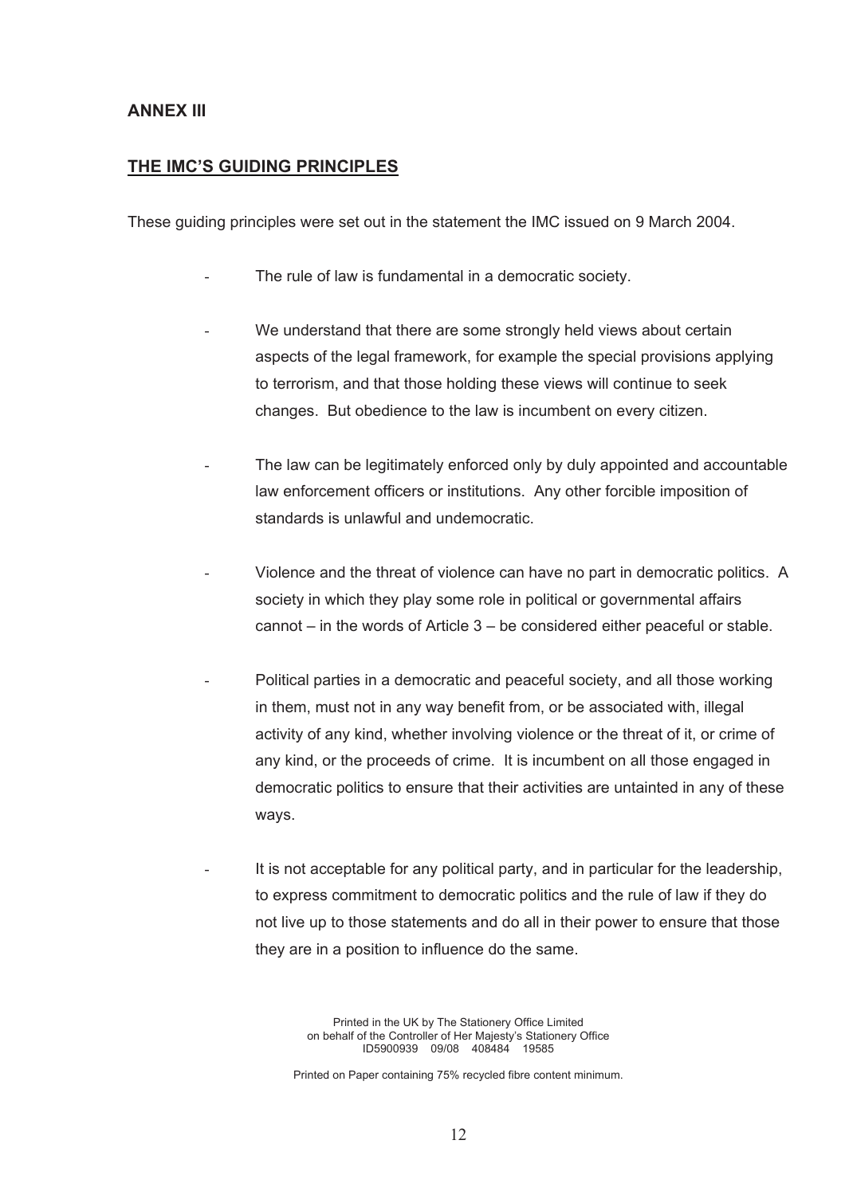## ANNEX III

## THE IMC'S GUIDING PRINCIPLES

These guiding principles were set out in the statement the IMC issued on 9 March 2004.

- The rule of law is fundamental in a democratic society.

- We understand that there are some strongly held views about certain aspects of the legal framework, for example the special provisions applying to terrorism, and that those holding these views will continue to seek changes. But obedience to the law is incumbent on every citizen.

- The law can be legitimately enforced only by duly appointed and accountable law enforcement officers or institutions. Any other forcible imposition of standards is unlawful and undemocratic.

- Violence and the threat of violence can have no part in democratic politics. A society in which they play some role in political or governmental affairs cannot – in the words of Article 3 – be considered either peaceful or stable.

- Political parties in a democratic and peaceful society, and all those working in them, must not in any way benefit from, or be associated with, illegal activity of any kind, whether involving violence or the threat of it, or crime of any kind, or the proceeds of crime. It is incumbent on all those engaged in democratic politics to ensure that their activities are untainted in any of these ways.

- It is not acceptable for any political party, and in particular for the leadership, to express commitment to democratic politics and the rule of law if they do not live up to those statements and do all in their power to ensure that those they are in a position to influence do the same.

Printed in the UK by The Stationery Office Limited
on behalf of the Controller of Her Majesty's Stationery Office
ID5900939 09/08 408484 19585

Printed on Paper containing 75% recycled fibre content minimum.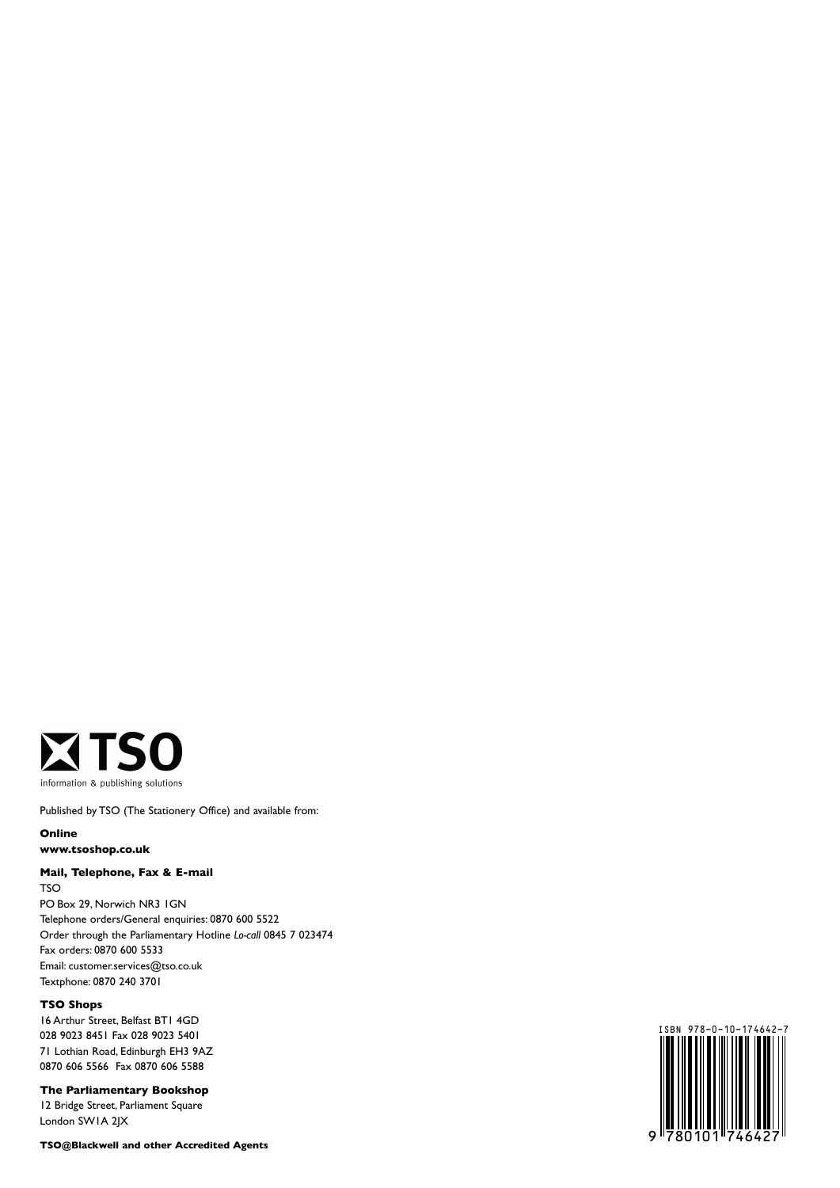TSO

information & publishing solutions

Published by TSO (The Stationery Office) and available from:

**Online**
**www.tsoshop.co.uk**

**Mail, Telephone, Fax & E-mail**
TSO
PO Box 29, Norwich NR3 1GN
Telephone orders/General enquiries: 0870 600 5522
Order through the Parliamentary Hotline *Lo-call* 0845 7 023474
Fax orders: 0870 600 5533
Email: customer.services@tso.co.uk
Textphone: 0870 240 3701

**TSO Shops**
16 Arthur Street, Belfast BT1 4GD
028 9023 8451 Fax 028 9023 5401
71 Lothian Road, Edinburgh EH3 9AZ
0870 606 5566 Fax 0870 606 5588

**The Parliamentary Bookshop**
12 Bridge Street, Parliament Square
London SW1A 2JX

**TSO@Blackwell and other Accredited Agents**

ISBN 978-0-10-174642-7

9 780101 746427